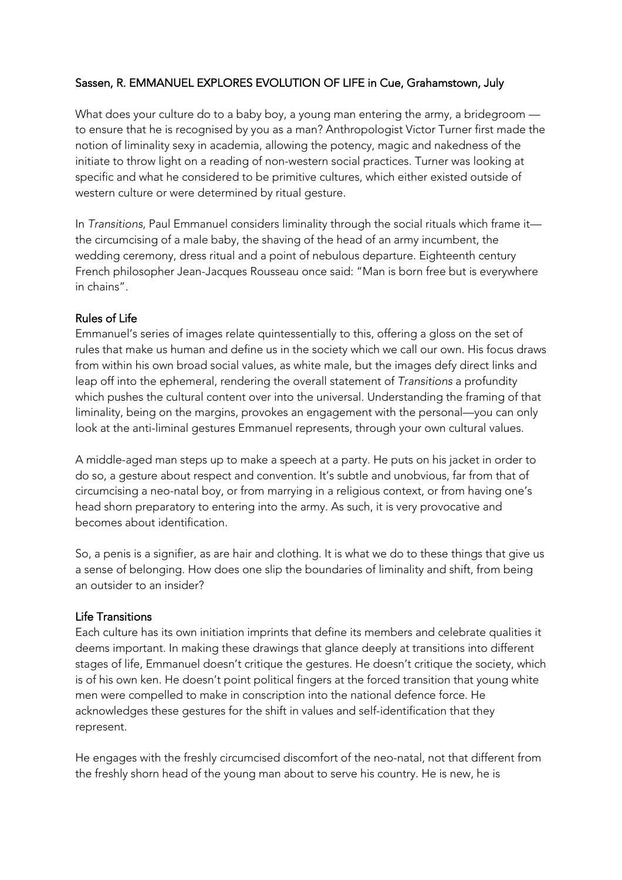Sassen, R. EMMANUEL EXPLORES EVOLUTION OF LIFE in Cue, Grahamstown, July

What does your culture do to a baby boy, a young man entering the army, a bridegroom — to ensure that he is recognised by you as a man? Anthropologist Victor Turner first made the notion of liminality sexy in academia, allowing the potency, magic and nakedness of the initiate to throw light on a reading of non-western social practices. Turner was looking at specific and what he considered to be primitive cultures, which either existed outside of western culture or were determined by ritual gesture.

In *Transitions*, Paul Emmanuel considers liminality through the social rituals which frame it— the circumcising of a male baby, the shaving of the head of an army incumbent, the wedding ceremony, dress ritual and a point of nebulous departure. Eighteenth century French philosopher Jean-Jacques Rousseau once said: "Man is born free but is everywhere in chains".

## Rules of Life

Emmanuel's series of images relate quintessentially to this, offering a gloss on the set of rules that make us human and define us in the society which we call our own. His focus draws from within his own broad social values, as white male, but the images defy direct links and leap off into the ephemeral, rendering the overall statement of *Transitions* a profundity which pushes the cultural content over into the universal. Understanding the framing of that liminality, being on the margins, provokes an engagement with the personal—you can only look at the anti-liminal gestures Emmanuel represents, through your own cultural values.

A middle-aged man steps up to make a speech at a party. He puts on his jacket in order to do so, a gesture about respect and convention. It's subtle and unobvious, far from that of circumcising a neo-natal boy, or from marrying in a religious context, or from having one's head shorn preparatory to entering into the army. As such, it is very provocative and becomes about identification.

So, a penis is a signifier, as are hair and clothing. It is what we do to these things that give us a sense of belonging. How does one slip the boundaries of liminality and shift, from being an outsider to an insider?

## Life Transitions

Each culture has its own initiation imprints that define its members and celebrate qualities it deems important. In making these drawings that glance deeply at transitions into different stages of life, Emmanuel doesn't critique the gestures. He doesn't critique the society, which is of his own ken. He doesn't point political fingers at the forced transition that young white men were compelled to make in conscription into the national defence force. He acknowledges these gestures for the shift in values and self-identification that they represent.

He engages with the freshly circumcised discomfort of the neo-natal, not that different from the freshly shorn head of the young man about to serve his country. He is new, he is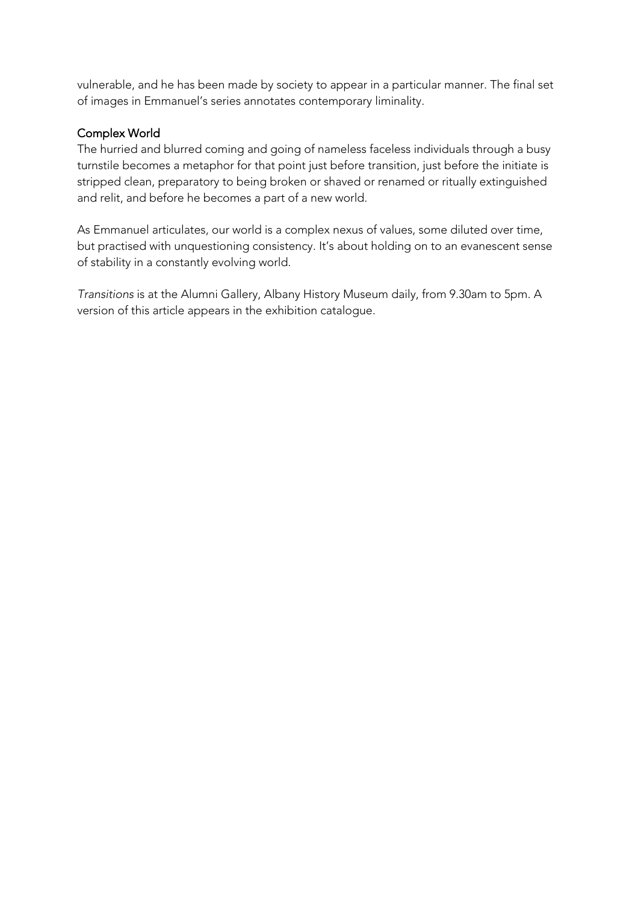vulnerable, and he has been made by society to appear in a particular manner. The final set of images in Emmanuel's series annotates contemporary liminality.

## Complex World

The hurried and blurred coming and going of nameless faceless individuals through a busy turnstile becomes a metaphor for that point just before transition, just before the initiate is stripped clean, preparatory to being broken or shaved or renamed or ritually extinguished and relit, and before he becomes a part of a new world.

As Emmanuel articulates, our world is a complex nexus of values, some diluted over time, but practised with unquestioning consistency. It's about holding on to an evanescent sense of stability in a constantly evolving world.

*Transitions* is at the Alumni Gallery, Albany History Museum daily, from 9.30am to 5pm. A version of this article appears in the exhibition catalogue.